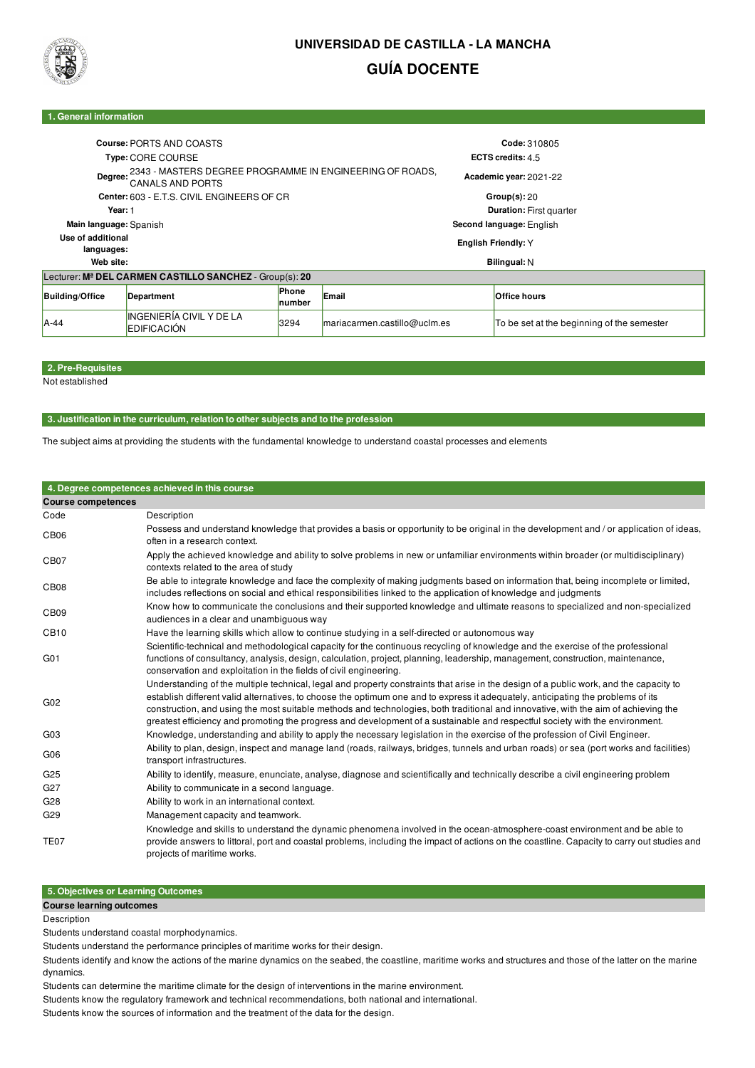# UNIVERSIDAD DE CASTILLA - LA MANCHA

## GUÍA DOCENTE

### 1. General information

| | | | |
|---|---|---|---|
| **Course:** | PORTS AND COASTS | **Code:** | 310805 |
| **Type:** | CORE COURSE | **ECTS credits:** | 4.5 |
| **Degree:** | 2343 - MASTERS DEGREE PROGRAMME IN ENGINEERING OF ROADS, CANALS AND PORTS | **Academic year:** | 2021-22 |
| **Center:** | 603 - E.T.S. CIVIL ENGINEERS OF CR | **Group(s):** | 20 |
| **Year:** | 1 | **Duration:** | First quarter |
| **Main language:** | Spanish | **Second language:** | English |
| **Use of additional languages:** | | **English Friendly:** | Y |
| **Web site:** | | **Bilingual:** | N |

Lecturer: **Mª DEL CARMEN CASTILLO SANCHEZ** - Group(s): **20**

| Building/Office | Department | Phone number | Email | Office hours |
|---|---|---|---|---|
| A-44 | INGENIERÍA CIVIL Y DE LA EDIFICACIÓN | 3294 | mariacarmen.castillo@uclm.es | To be set at the beginning of the semester |

### 2. Pre-Requisites

Not established

### 3. Justification in the curriculum, relation to other subjects and to the profession

The subject aims at providing the students with the fundamental knowledge to understand coastal processes and elements

### 4. Degree competences achieved in this course

**Course competences**

| Code | Description |
|---|---|
| CB06 | Possess and understand knowledge that provides a basis or opportunity to be original in the development and / or application of ideas, often in a research context. |
| CB07 | Apply the achieved knowledge and ability to solve problems in new or unfamiliar environments within broader (or multidisciplinary) contexts related to the area of study |
| CB08 | Be able to integrate knowledge and face the complexity of making judgments based on information that, being incomplete or limited, includes reflections on social and ethical responsibilities linked to the application of knowledge and judgments |
| CB09 | Know how to communicate the conclusions and their supported knowledge and ultimate reasons to specialized and non-specialized audiences in a clear and unambiguous way |
| CB10 | Have the learning skills which allow to continue studying in a self-directed or autonomous way |
| G01 | Scientific-technical and methodological capacity for the continuous recycling of knowledge and the exercise of the professional functions of consultancy, analysis, design, calculation, project, planning, leadership, management, construction, maintenance, conservation and exploitation in the fields of civil engineering. |
| G02 | Understanding of the multiple technical, legal and property constraints that arise in the design of a public work, and the capacity to establish different valid alternatives, to choose the optimum one and to express it adequately, anticipating the problems of its construction, and using the most suitable methods and technologies, both traditional and innovative, with the aim of achieving the greatest efficiency and promoting the progress and development of a sustainable and respectful society with the environment. |
| G03 | Knowledge, understanding and ability to apply the necessary legislation in the exercise of the profession of Civil Engineer. |
| G06 | Ability to plan, design, inspect and manage land (roads, railways, bridges, tunnels and urban roads) or sea (port works and facilities) transport infrastructures. |
| G25 | Ability to identify, measure, enunciate, analyse, diagnose and scientifically and technically describe a civil engineering problem |
| G27 | Ability to communicate in a second language. |
| G28 | Ability to work in an international context. |
| G29 | Management capacity and teamwork. |
| TE07 | Knowledge and skills to understand the dynamic phenomena involved in the ocean-atmosphere-coast environment and be able to provide answers to littoral, port and coastal problems, including the impact of actions on the coastline. Capacity to carry out studies and projects of maritime works. |

### 5. Objectives or Learning Outcomes

**Course learning outcomes**

Description

Students understand coastal morphodynamics.

Students understand the performance principles of maritime works for their design.

Students identify and know the actions of the marine dynamics on the seabed, the coastline, maritime works and structures and those of the latter on the marine dynamics.

Students can determine the maritime climate for the design of interventions in the marine environment.

Students know the regulatory framework and technical recommendations, both national and international.

Students know the sources of information and the treatment of the data for the design.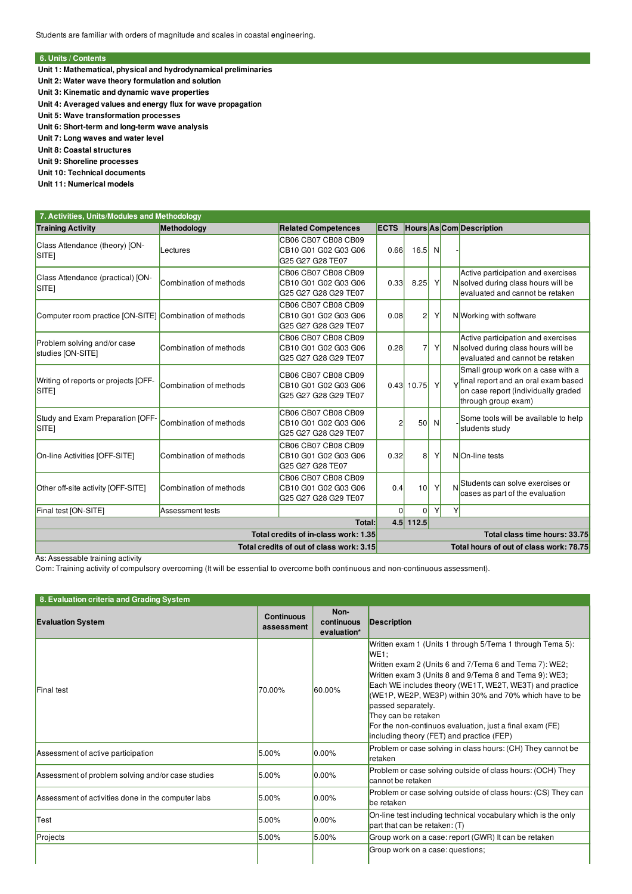Students are familiar with orders of magnitude and scales in coastal engineering.

## 6. Units / Contents

**Unit 1: Mathematical, physical and hydrodynamical preliminaries**
**Unit 2: Water wave theory formulation and solution**
**Unit 3: Kinematic and dynamic wave properties**
**Unit 4: Averaged values and energy flux for wave propagation**
**Unit 5: Wave transformation processes**
**Unit 6: Short-term and long-term wave analysis**
**Unit 7: Long waves and water level**
**Unit 8: Coastal structures**
**Unit 9: Shoreline processes**
**Unit 10: Technical documents**
**Unit 11: Numerical models**

## 7. Activities, Units/Modules and Methodology

| Training Activity | Methodology | Related Competences | ECTS | Hours | As | Com | Description |
|---|---|---|---|---|---|---|---|
| Class Attendance (theory) [ON-SITE] | Lectures | CB06 CB07 CB08 CB09 CB10 G01 G02 G03 G06 G25 G27 G28 TE07 | 0.66 | 16.5 | N | - | |
| Class Attendance (practical) [ON-SITE] | Combination of methods | CB06 CB07 CB08 CB09 CB10 G01 G02 G03 G06 G25 G27 G28 G29 TE07 | 0.33 | 8.25 | Y | N | Active participation and exercises solved during class hours will be evaluated and cannot be retaken |
| Computer room practice [ON-SITE] | Combination of methods | CB06 CB07 CB08 CB09 CB10 G01 G02 G03 G06 G25 G27 G28 G29 TE07 | 0.08 | 2 | Y | N | Working with software |
| Problem solving and/or case studies [ON-SITE] | Combination of methods | CB06 CB07 CB08 CB09 CB10 G01 G02 G03 G06 G25 G27 G28 G29 TE07 | 0.28 | 7 | Y | N | Active participation and exercises solved during class hours will be evaluated and cannot be retaken |
| Writing of reports or projects [OFF-SITE] | Combination of methods | CB06 CB07 CB08 CB09 CB10 G01 G02 G03 G06 G25 G27 G28 G29 TE07 | 0.43 | 10.75 | Y | Y | Small group work on a case with a final report and an oral exam based on case report (individually graded through group exam) |
| Study and Exam Preparation [OFF-SITE] | Combination of methods | CB06 CB07 CB08 CB09 CB10 G01 G02 G03 G06 G25 G27 G28 G29 TE07 | 2 | 50 | N | - | Some tools will be available to help students study |
| On-line Activities [OFF-SITE] | Combination of methods | CB06 CB07 CB08 CB09 CB10 G01 G02 G03 G06 G25 G27 G28 TE07 | 0.32 | 8 | Y | N | On-line tests |
| Other off-site activity [OFF-SITE] | Combination of methods | CB06 CB07 CB08 CB09 CB10 G01 G02 G03 G06 G25 G27 G28 G29 TE07 | 0.4 | 10 | Y | N | Students can solve exercises or cases as part of the evaluation |
| Final test [ON-SITE] | Assessment tests | | 0 | 0 | Y | Y | |
| | | **Total:** | **4.5** | **112.5** | | | |
| | | **Total credits of in-class work: 1.35** | | | | | **Total class time hours: 33.75** |
| | | **Total credits of out of class work: 3.15** | | | | | **Total hours of out of class work: 78.75** |

As: Assessable training activity
Com: Training activity of compulsory overcoming (It will be essential to overcome both continuous and non-continuous assessment).

## 8. Evaluation criteria and Grading System

| Evaluation System | Continuous assessment | Non-continuous evaluation* | Description |
|---|---|---|---|
| Final test | 70.00% | 60.00% | Written exam 1 (Units 1 through 5/Tema 1 through Tema 5): WE1; Written exam 2 (Units 6 and 7/Tema 6 and Tema 7): WE2; Written exam 3 (Units 8 and 9/Tema 8 and Tema 9): WE3; Each WE includes theory (WE1T, WE2T, WE3T) and practice (WE1P, WE2P, WE3P) within 30% and 70% which have to be passed separately. They can be retaken For the non-continuos evaluation, just a final exam (FE) including theory (FET) and practice (FEP) |
| Assessment of active participation | 5.00% | 0.00% | Problem or case solving in class hours: (CH) They cannot be retaken |
| Assessment of problem solving and/or case studies | 5.00% | 0.00% | Problem or case solving outside of class hours: (OCH) They cannot be retaken |
| Assessment of activities done in the computer labs | 5.00% | 0.00% | Problem or case solving outside of class hours: (CS) They can be retaken |
| Test | 5.00% | 0.00% | On-line test including technical vocabulary which is the only part that can be retaken: (T) |
| Projects | 5.00% | 5.00% | Group work on a case: report (GWR) It can be retaken |
| | | | Group work on a case: questions; |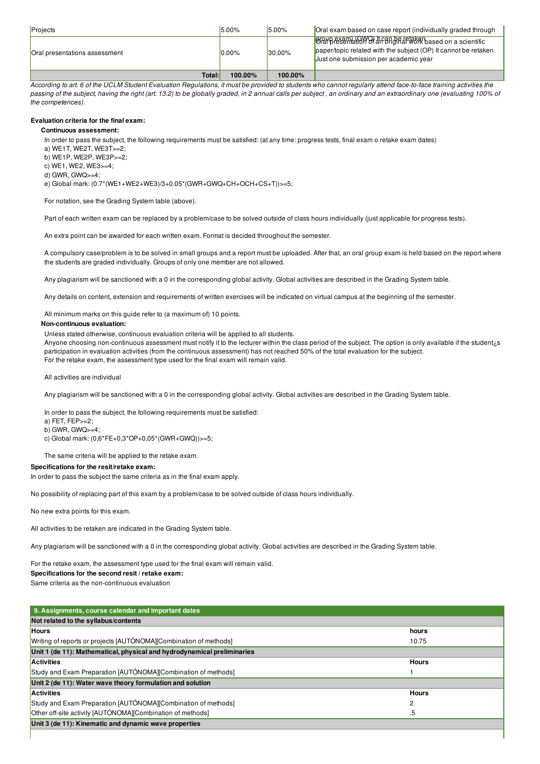| Projects | 5.00% | 5.00% | Oral exam based on case report (individually graded through group exam) (GWQ) It can be retaken |
|---|---|---|---|
| Oral presentations assessment | 0.00% | 30.00% | Oral presentation of an original work based on a scientific paper/topic related with the subject (OP) It cannot be retaken. Just one submission per academic year |
| **Total:** | **100.00%** | **100.00%** | |

*According to art. 6 of the UCLM Student Evaluation Regulations, it must be provided to students who cannot regularly attend face-to-face training activities the passing of the subject, having the right (art. 13.2) to be globally graded, in 2 annual calls per subject , an ordinary and an extraordinary one (evaluating 100% of the competences).*

**Evaluation criteria for the final exam:**

**Continuous assessment:**

In order to pass the subject, the following requirements must be satisfied: (at any time: progress tests, final exam o retake exam dates)

a) WE1T, WE2T, WE3T>=2;
b) WE1P, WE2P, WE3P>=2;
c) WE1, WE2, WE3>=4;
d) GWR, GWQ>=4;
e) Global mark: (0.7*(WE1+WE2+WE3)/3+0.05*(GWR+GWQ+CH+OCH+CS+T))>=5;

For notation, see the Grading System table (above).

Part of each written exam can be replaced by a problem/case to be solved outside of class hours individually (just applicable for progress tests).

An extra point can be awarded for each written exam. Format is decided throughout the semester.

A compulsory case/problem is to be solved in small groups and a report must be uploaded. After that, an oral group exam is held based on the report where the students are graded individually. Groups of only one member are not allowed.

Any plagiarism will be sanctioned with a 0 in the corresponding global activity. Global activities are described in the Grading System table.

Any details on content, extension and requirements of written exercises will be indicated on virtual campus at the beginning of the semester.

All minimum marks on this guide refer to (a maximum of) 10 points.

**Non-continuous evaluation:**

Unless stated otherwise, continuous evaluation criteria will be applied to all students.
Anyone choosing non-continuous assessment must notify it to the lecturer within the class period of the subject. The option is only available if the student¿s participation in evaluation activities (from the continuous assessment) has not reached 50% of the total evaluation for the subject.
For the retake exam, the assessment type used for the final exam will remain valid.

All activities are individual

Any plagiarism will be sanctioned with a 0 in the corresponding global activity. Global activities are described in the Grading System table.

In order to pass the subject, the following requirements must be satisfied:
a) FET, FEP>=2;
b) GWR, GWQ>=4;
c) Global mark: (0,6*FE+0,3*OP+0,05*(GWR+GWQ))>=5;

The same criteria will be applied to the retake exam.

**Specifications for the resit/retake exam:**

In order to pass the subject the same criteria as in the final exam apply.

No possibility of replacing part of this exam by a problem/case to be solved outside of class hours individually.

No new extra points for this exam.

All activities to be retaken are indicated in the Grading System table.

Any plagiarism will be sanctioned with a 0 in the corresponding global activity. Global activities are described in the Grading System table.

For the retake exam, the assessment type used for the final exam will remain valid.

**Specifications for the second resit / retake exam:**

Same criteria as the non-continuous evaluation

| **9. Assignments, course calendar and important dates** | |
|---|---|
| **Not related to the syllabus/contents** | |
| **Hours** | **hours** |
| Writing of reports or projects [AUTÓNOMA][Combination of methods] | 10.75 |
| **Unit 1 (de 11): Mathematical, physical and hydrodynamical preliminaries** | |
| **Activities** | **Hours** |
| Study and Exam Preparation [AUTÓNOMA][Combination of methods] | 1 |
| **Unit 2 (de 11): Water wave theory formulation and solution** | |
| **Activities** | **Hours** |
| Study and Exam Preparation [AUTÓNOMA][Combination of methods] | 2 |
| Other off-site activity [AUTÓNOMA][Combination of methods] | .5 |
| **Unit 3 (de 11): Kinematic and dynamic wave properties** | |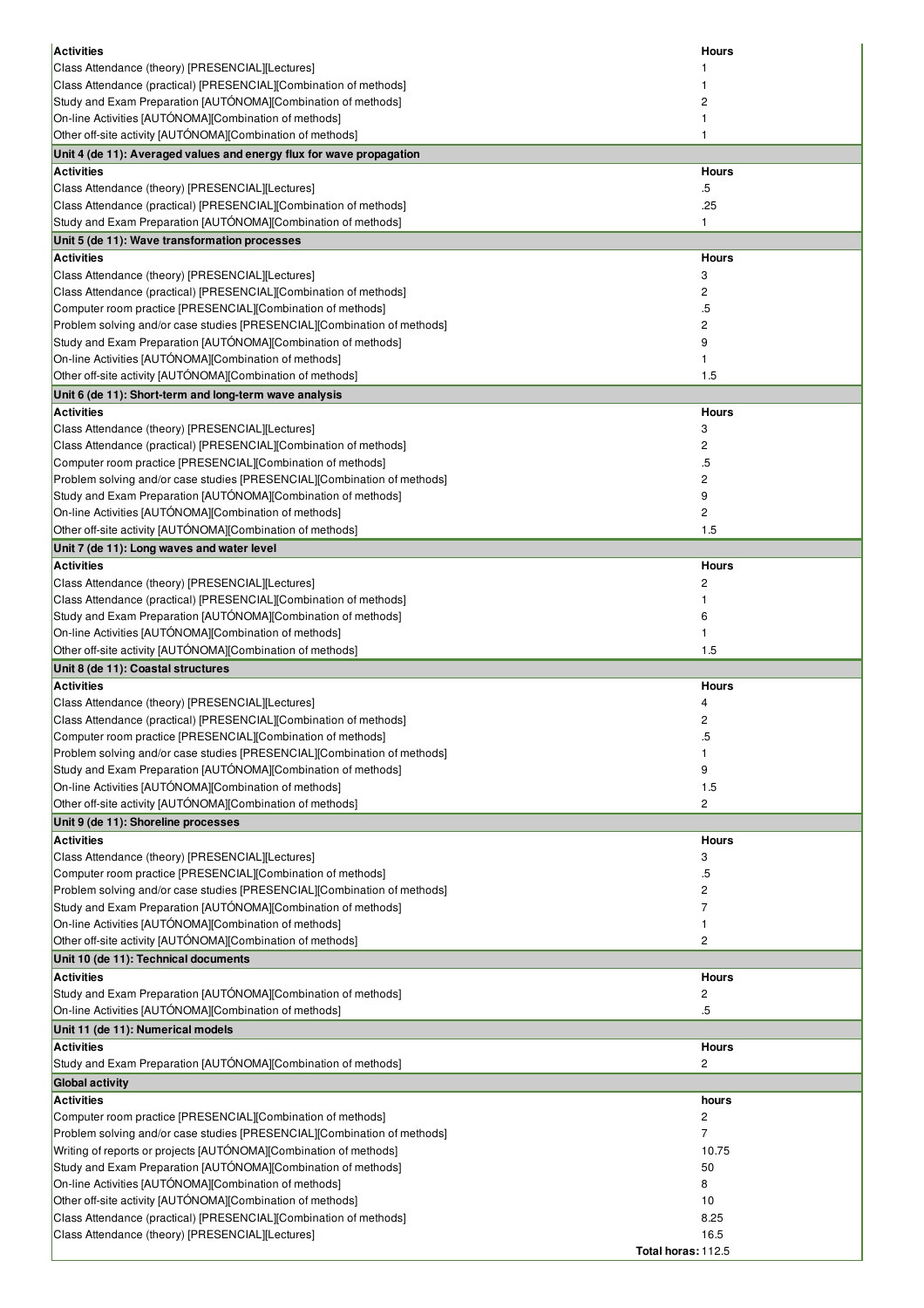| Activities | Hours |
|---|---|
| Class Attendance (theory) [PRESENCIAL][Lectures] | 1 |
| Class Attendance (practical) [PRESENCIAL][Combination of methods] | 1 |
| Study and Exam Preparation [AUTÓNOMA][Combination of methods] | 2 |
| On-line Activities [AUTÓNOMA][Combination of methods] | 1 |
| Other off-site activity [AUTÓNOMA][Combination of methods] | 1 |

**Unit 4 (de 11): Averaged values and energy flux for wave propagation**

| Activities | Hours |
|---|---|
| Class Attendance (theory) [PRESENCIAL][Lectures] | .5 |
| Class Attendance (practical) [PRESENCIAL][Combination of methods] | .25 |
| Study and Exam Preparation [AUTÓNOMA][Combination of methods] | 1 |

**Unit 5 (de 11): Wave transformation processes**

| Activities | Hours |
|---|---|
| Class Attendance (theory) [PRESENCIAL][Lectures] | 3 |
| Class Attendance (practical) [PRESENCIAL][Combination of methods] | 2 |
| Computer room practice [PRESENCIAL][Combination of methods] | .5 |
| Problem solving and/or case studies [PRESENCIAL][Combination of methods] | 2 |
| Study and Exam Preparation [AUTÓNOMA][Combination of methods] | 9 |
| On-line Activities [AUTÓNOMA][Combination of methods] | 1 |
| Other off-site activity [AUTÓNOMA][Combination of methods] | 1.5 |

**Unit 6 (de 11): Short-term and long-term wave analysis**

| Activities | Hours |
|---|---|
| Class Attendance (theory) [PRESENCIAL][Lectures] | 3 |
| Class Attendance (practical) [PRESENCIAL][Combination of methods] | 2 |
| Computer room practice [PRESENCIAL][Combination of methods] | .5 |
| Problem solving and/or case studies [PRESENCIAL][Combination of methods] | 2 |
| Study and Exam Preparation [AUTÓNOMA][Combination of methods] | 9 |
| On-line Activities [AUTÓNOMA][Combination of methods] | 2 |
| Other off-site activity [AUTÓNOMA][Combination of methods] | 1.5 |

**Unit 7 (de 11): Long waves and water level**

| Activities | Hours |
|---|---|
| Class Attendance (theory) [PRESENCIAL][Lectures] | 2 |
| Class Attendance (practical) [PRESENCIAL][Combination of methods] | 1 |
| Study and Exam Preparation [AUTÓNOMA][Combination of methods] | 6 |
| On-line Activities [AUTÓNOMA][Combination of methods] | 1 |
| Other off-site activity [AUTÓNOMA][Combination of methods] | 1.5 |

**Unit 8 (de 11): Coastal structures**

| Activities | Hours |
|---|---|
| Class Attendance (theory) [PRESENCIAL][Lectures] | 4 |
| Class Attendance (practical) [PRESENCIAL][Combination of methods] | 2 |
| Computer room practice [PRESENCIAL][Combination of methods] | .5 |
| Problem solving and/or case studies [PRESENCIAL][Combination of methods] | 1 |
| Study and Exam Preparation [AUTÓNOMA][Combination of methods] | 9 |
| On-line Activities [AUTÓNOMA][Combination of methods] | 1.5 |
| Other off-site activity [AUTÓNOMA][Combination of methods] | 2 |

**Unit 9 (de 11): Shoreline processes**

| Activities | Hours |
|---|---|
| Class Attendance (theory) [PRESENCIAL][Lectures] | 3 |
| Computer room practice [PRESENCIAL][Combination of methods] | .5 |
| Problem solving and/or case studies [PRESENCIAL][Combination of methods] | 2 |
| Study and Exam Preparation [AUTÓNOMA][Combination of methods] | 7 |
| On-line Activities [AUTÓNOMA][Combination of methods] | 1 |
| Other off-site activity [AUTÓNOMA][Combination of methods] | 2 |

**Unit 10 (de 11): Technical documents**

| Activities | Hours |
|---|---|
| Study and Exam Preparation [AUTÓNOMA][Combination of methods] | 2 |
| On-line Activities [AUTÓNOMA][Combination of methods] | .5 |

**Unit 11 (de 11): Numerical models**

| Activities | Hours |
|---|---|
| Study and Exam Preparation [AUTÓNOMA][Combination of methods] | 2 |

**Global activity**

| Activities | hours |
|---|---|
| Computer room practice [PRESENCIAL][Combination of methods] | 2 |
| Problem solving and/or case studies [PRESENCIAL][Combination of methods] | 7 |
| Writing of reports or projects [AUTÓNOMA][Combination of methods] | 10.75 |
| Study and Exam Preparation [AUTÓNOMA][Combination of methods] | 50 |
| On-line Activities [AUTÓNOMA][Combination of methods] | 8 |
| Other off-site activity [AUTÓNOMA][Combination of methods] | 10 |
| Class Attendance (practical) [PRESENCIAL][Combination of methods] | 8.25 |
| Class Attendance (theory) [PRESENCIAL][Lectures] | 16.5 |
| **Total horas:** | 112.5 |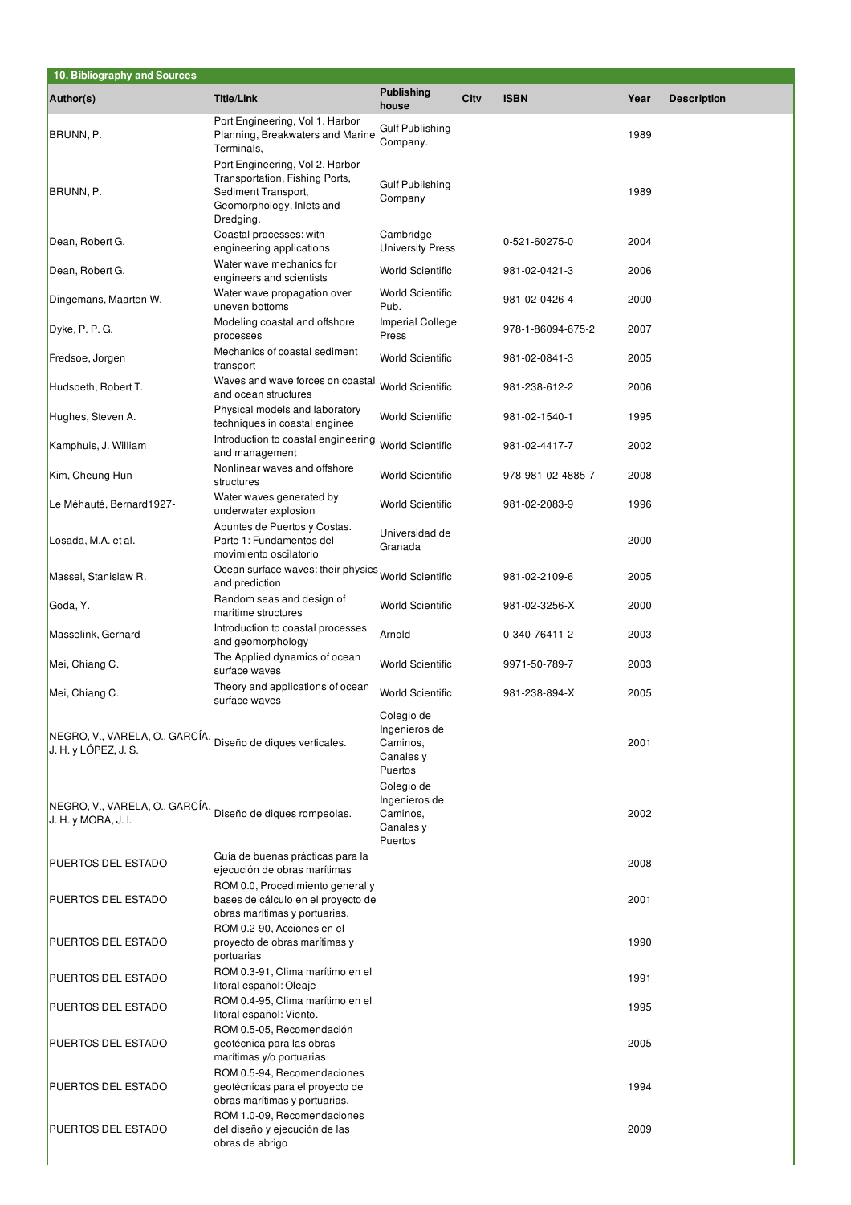## 10. Bibliography and Sources

| Author(s) | Title/Link | Publishing house | City | ISBN | Year | Description |
|---|---|---|---|---|---|---|
| BRUNN, P. | Port Engineering, Vol 1. Harbor Planning, Breakwaters and Marine Terminals, | Gulf Publishing Company. | | | 1989 | |
| BRUNN, P. | Port Engineering, Vol 2. Harbor Transportation, Fishing Ports, Sediment Transport, Geomorphology, Inlets and Dredging. | Gulf Publishing Company | | | 1989 | |
| Dean, Robert G. | Coastal processes: with engineering applications | Cambridge University Press | | 0-521-60275-0 | 2004 | |
| Dean, Robert G. | Water wave mechanics for engineers and scientists | World Scientific | | 981-02-0421-3 | 2006 | |
| Dingemans, Maarten W. | Water wave propagation over uneven bottoms | World Scientific Pub. | | 981-02-0426-4 | 2000 | |
| Dyke, P. P. G. | Modeling coastal and offshore processes | Imperial College Press | | 978-1-86094-675-2 | 2007 | |
| Fredsoe, Jorgen | Mechanics of coastal sediment transport | World Scientific | | 981-02-0841-3 | 2005 | |
| Hudspeth, Robert T. | Waves and wave forces on coastal and ocean structures | World Scientific | | 981-238-612-2 | 2006 | |
| Hughes, Steven A. | Physical models and laboratory techniques in coastal enginee | World Scientific | | 981-02-1540-1 | 1995 | |
| Kamphuis, J. William | Introduction to coastal engineering and management | World Scientific | | 981-02-4417-7 | 2002 | |
| Kim, Cheung Hun | Nonlinear waves and offshore structures | World Scientific | | 978-981-02-4885-7 | 2008 | |
| Le Méhauté, Bernard1927- | Water waves generated by underwater explosion | World Scientific | | 981-02-2083-9 | 1996 | |
| Losada, M.A. et al. | Apuntes de Puertos y Costas. Parte 1: Fundamentos del movimiento oscilatorio | Universidad de Granada | | | 2000 | |
| Massel, Stanislaw R. | Ocean surface waves: their physics and prediction | World Scientific | | 981-02-2109-6 | 2005 | |
| Goda, Y. | Random seas and design of maritime structures | World Scientific | | 981-02-3256-X | 2000 | |
| Masselink, Gerhard | Introduction to coastal processes and geomorphology | Arnold | | 0-340-76411-2 | 2003 | |
| Mei, Chiang C. | The Applied dynamics of ocean surface waves | World Scientific | | 9971-50-789-7 | 2003 | |
| Mei, Chiang C. | Theory and applications of ocean surface waves | World Scientific | | 981-238-894-X | 2005 | |
| NEGRO, V., VARELA, O., GARCÍA, J. H. y LÓPEZ, J. S. | Diseño de diques verticales. | Colegio de Ingenieros de Caminos, Canales y Puertos | | | 2001 | |
| NEGRO, V., VARELA, O., GARCÍA, J. H. y MORA, J. I. | Diseño de diques rompeolas. | Colegio de Ingenieros de Caminos, Canales y Puertos | | | 2002 | |
| PUERTOS DEL ESTADO | Guía de buenas prácticas para la ejecución de obras marítimas | | | | 2008 | |
| PUERTOS DEL ESTADO | ROM 0.0, Procedimiento general y bases de cálculo en el proyecto de obras marítimas y portuarias. | | | | 2001 | |
| PUERTOS DEL ESTADO | ROM 0.2-90, Acciones en el proyecto de obras marítimas y portuarias | | | | 1990 | |
| PUERTOS DEL ESTADO | ROM 0.3-91, Clima marítimo en el litoral español: Oleaje | | | | 1991 | |
| PUERTOS DEL ESTADO | ROM 0.4-95, Clima marítimo en el litoral español: Viento. | | | | 1995 | |
| PUERTOS DEL ESTADO | ROM 0.5-05, Recomendación geotécnica para las obras marítimas y/o portuarias | | | | 2005 | |
| PUERTOS DEL ESTADO | ROM 0.5-94, Recomendaciones geotécnicas para el proyecto de obras marítimas y portuarias. | | | | 1994 | |
| PUERTOS DEL ESTADO | ROM 1.0-09, Recomendaciones del diseño y ejecución de las obras de abrigo | | | | 2009 | |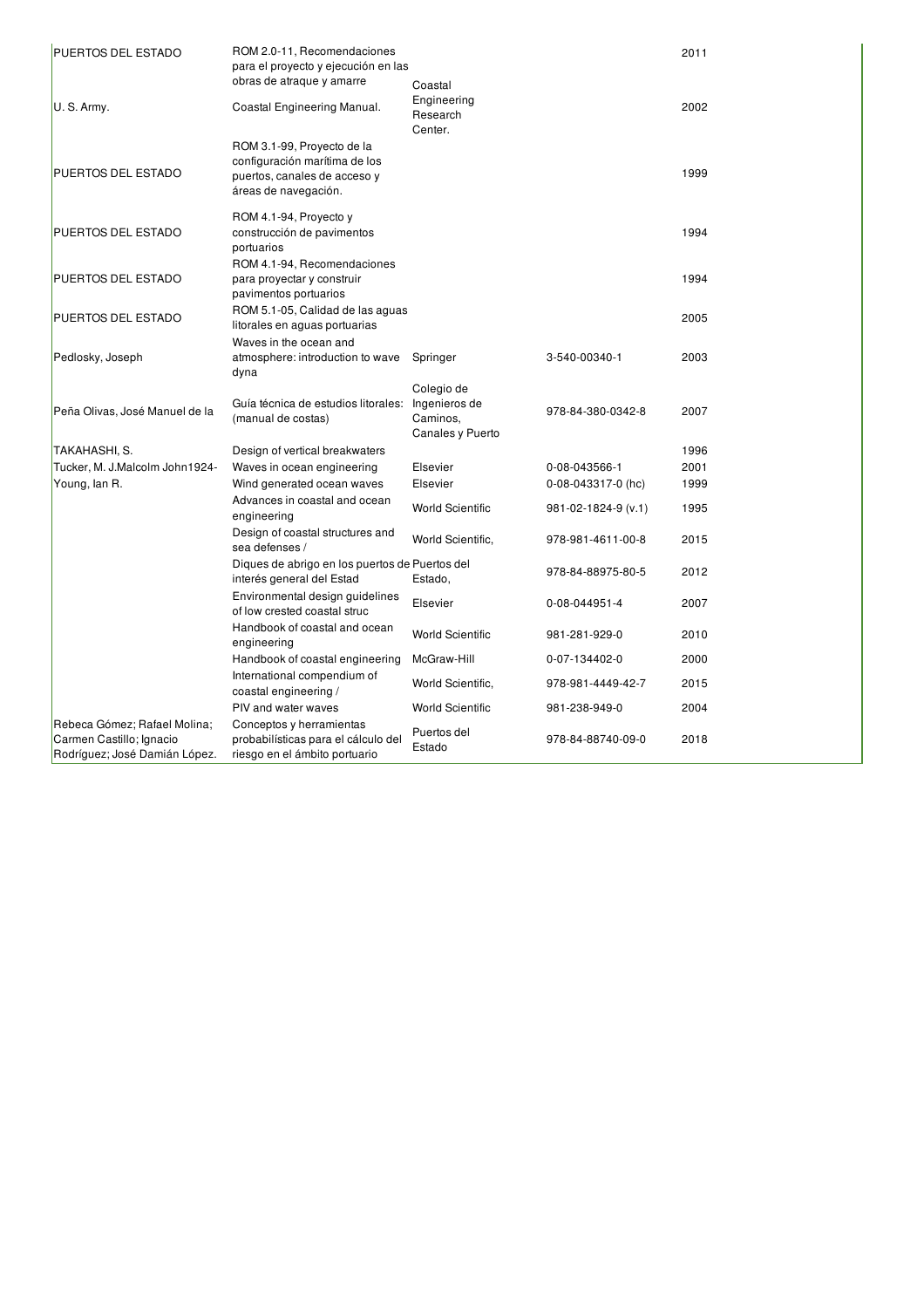| | | | | |
|---|---|---|---|---|
| PUERTOS DEL ESTADO | ROM 2.0-11, Recomendaciones para el proyecto y ejecución en las obras de atraque y amarre | | | 2011 |
| U. S. Army. | Coastal Engineering Manual. | Coastal Engineering Research Center. | | 2002 |
| PUERTOS DEL ESTADO | ROM 3.1-99, Proyecto de la configuración marítima de los puertos, canales de acceso y áreas de navegación. | | | 1999 |
| PUERTOS DEL ESTADO | ROM 4.1-94, Proyecto y construcción de pavimentos portuarios | | | 1994 |
| PUERTOS DEL ESTADO | ROM 4.1-94, Recomendaciones para proyectar y construir pavimentos portuarios | | | 1994 |
| PUERTOS DEL ESTADO | ROM 5.1-05, Calidad de las aguas litorales en aguas portuarias | | | 2005 |
| Pedlosky, Joseph | Waves in the ocean and atmosphere: introduction to wave dyna | Springer | 3-540-00340-1 | 2003 |
| Peña Olivas, José Manuel de la | Guía técnica de estudios litorales: (manual de costas) | Colegio de Ingenieros de Caminos, Canales y Puerto | 978-84-380-0342-8 | 2007 |
| TAKAHASHI, S. | Design of vertical breakwaters | | | 1996 |
| Tucker, M. J.Malcolm John1924- | Waves in ocean engineering | Elsevier | 0-08-043566-1 | 2001 |
| Young, Ian R. | Wind generated ocean waves | Elsevier | 0-08-043317-0 (hc) | 1999 |
| | Advances in coastal and ocean engineering | World Scientific | 981-02-1824-9 (v.1) | 1995 |
| | Design of coastal structures and sea defenses / | World Scientific, | 978-981-4611-00-8 | 2015 |
| | Diques de abrigo en los puertos de interés general del Estad | Puertos del Estado, | 978-84-88975-80-5 | 2012 |
| | Environmental design guidelines of low crested coastal struc | Elsevier | 0-08-044951-4 | 2007 |
| | Handbook of coastal and ocean engineering | World Scientific | 981-281-929-0 | 2010 |
| | Handbook of coastal engineering | McGraw-Hill | 0-07-134402-0 | 2000 |
| | International compendium of coastal engineering / | World Scientific, | 978-981-4449-42-7 | 2015 |
| | PIV and water waves | World Scientific | 981-238-949-0 | 2004 |
| Rebeca Gómez; Rafael Molina; Carmen Castillo; Ignacio Rodríguez; José Damián López. | Conceptos y herramientas probabilísticas para el cálculo del riesgo en el ámbito portuario | Puertos del Estado | 978-84-88740-09-0 | 2018 |